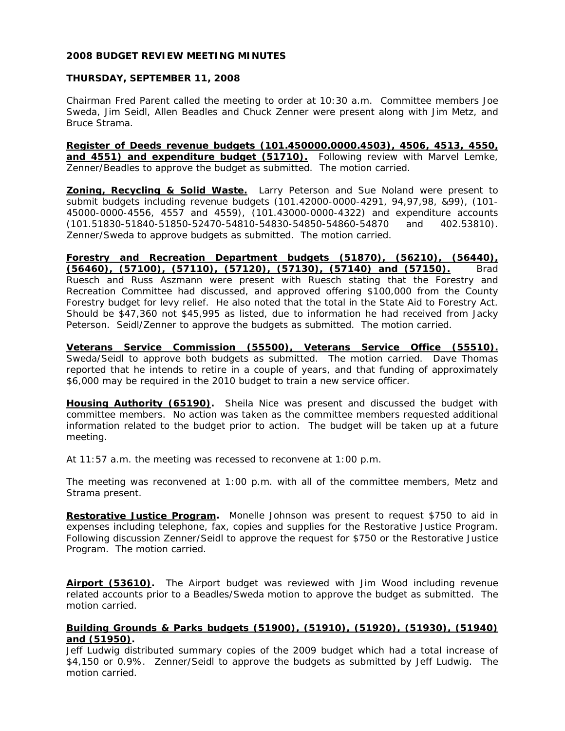**2008 BUDGET REVIEW MEETING MINUTES**

**THURSDAY, SEPTEMBER 11, 2008**

Chairman Fred Parent called the meeting to order at 10:30 a.m. Committee members Joe Sweda, Jim Seidl, Allen Beadles and Chuck Zenner were present along with Jim Metz, and Bruce Strama.

**Register of Deeds revenue budgets (101.450000.0000.4503), 4506, 4513, 4550, and 4551) and expenditure budget (51710).** Following review with Marvel Lemke, Zenner/Beadles to approve the budget as submitted. The motion carried.

**Zoning, Recycling & Solid Waste.** Larry Peterson and Sue Noland were present to submit budgets including revenue budgets (101.42000-0000-4291, 94,97,98, &99), (101-45000-0000-4556, 4557 and 4559), (101.43000-0000-4322) and expenditure accounts (101.51830-51840-51850-52470-54810-54830-54850-54860-54870 and 402.53810). Zenner/Sweda to approve budgets as submitted. The motion carried.

**Forestry and Recreation Department budgets (51870), (56210), (56440), (56460), (57100), (57110), (57120), (57130), (57140) and (57150).** Brad Ruesch and Russ Aszmann were present with Ruesch stating that the Forestry and Recreation Committee had discussed, and approved offering $100,000 from the County Forestry budget for levy relief. He also noted that the total in the State Aid to Forestry Act. Should be $47,360 not $45,995 as listed, due to information he had received from Jacky Peterson. Seidl/Zenner to approve the budgets as submitted. The motion carried.

**Veterans Service Commission (55500), Veterans Service Office (55510).** Sweda/Seidl to approve both budgets as submitted. The motion carried. Dave Thomas reported that he intends to retire in a couple of years, and that funding of approximately $6,000 may be required in the 2010 budget to train a new service officer.

**Housing Authority (65190).** Sheila Nice was present and discussed the budget with committee members. No action was taken as the committee members requested additional information related to the budget prior to action. The budget will be taken up at a future meeting.

At 11:57 a.m. the meeting was recessed to reconvene at 1:00 p.m.

The meeting was reconvened at 1:00 p.m. with all of the committee members, Metz and Strama present.

**Restorative Justice Program.** Monelle Johnson was present to request $750 to aid in expenses including telephone, fax, copies and supplies for the Restorative Justice Program. Following discussion Zenner/Seidl to approve the request for $750 or the Restorative Justice Program. The motion carried.

**Airport (53610).** The Airport budget was reviewed with Jim Wood including revenue related accounts prior to a Beadles/Sweda motion to approve the budget as submitted. The motion carried.

**Building Grounds & Parks budgets (51900), (51910), (51920), (51930), (51940) and (51950).**
Jeff Ludwig distributed summary copies of the 2009 budget which had a total increase of $4,150 or 0.9%. Zenner/Seidl to approve the budgets as submitted by Jeff Ludwig. The motion carried.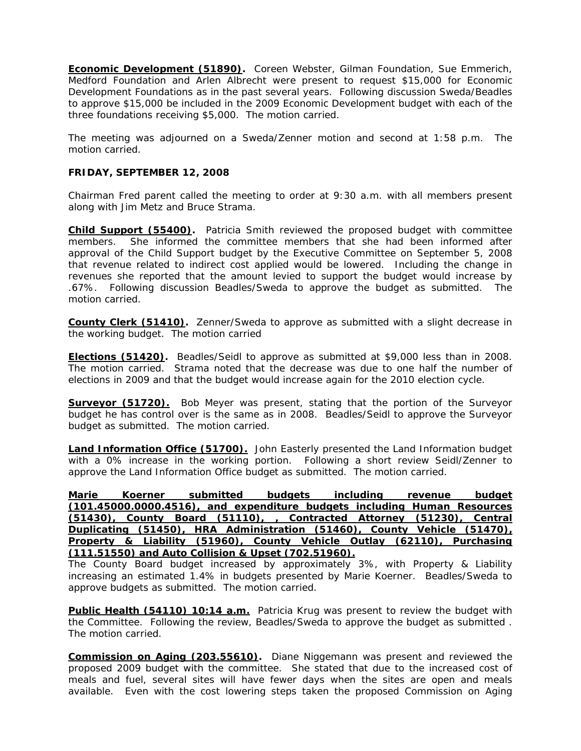**Economic Development (51890).** Coreen Webster, Gilman Foundation, Sue Emmerich, Medford Foundation and Arlen Albrecht were present to request $15,000 for Economic Development Foundations as in the past several years. Following discussion Sweda/Beadles to approve $15,000 be included in the 2009 Economic Development budget with each of the three foundations receiving $5,000. The motion carried.

The meeting was adjourned on a Sweda/Zenner motion and second at 1:58 p.m. The motion carried.

**FRIDAY, SEPTEMBER 12, 2008**

Chairman Fred parent called the meeting to order at 9:30 a.m. with all members present along with Jim Metz and Bruce Strama.

**Child Support (55400).** Patricia Smith reviewed the proposed budget with committee members. She informed the committee members that she had been informed after approval of the Child Support budget by the Executive Committee on September 5, 2008 that revenue related to indirect cost applied would be lowered. Including the change in revenues she reported that the amount levied to support the budget would increase by .67%. Following discussion Beadles/Sweda to approve the budget as submitted. The motion carried.

**County Clerk (51410).** Zenner/Sweda to approve as submitted with a slight decrease in the working budget. The motion carried

**Elections (51420).** Beadles/Seidl to approve as submitted at $9,000 less than in 2008. The motion carried. Strama noted that the decrease was due to one half the number of elections in 2009 and that the budget would increase again for the 2010 election cycle.

**Surveyor (51720).** Bob Meyer was present, stating that the portion of the Surveyor budget he has control over is the same as in 2008. Beadles/Seidl to approve the Surveyor budget as submitted. The motion carried.

**Land Information Office (51700).** John Easterly presented the Land Information budget with a 0% increase in the working portion. Following a short review Seidl/Zenner to approve the Land Information Office budget as submitted. The motion carried.

**Marie Koerner submitted budgets including revenue budget (101.45000.0000.4516), and expenditure budgets including Human Resources (51430), County Board (51110), , Contracted Attorney (51230), Central Duplicating (51450), HRA Administration (51460), County Vehicle (51470), Property & Liability (51960), County Vehicle Outlay (62110), Purchasing (111.51550) and Auto Collision & Upset (702.51960).**
The County Board budget increased by approximately 3%, with Property & Liability increasing an estimated 1.4% in budgets presented by Marie Koerner. Beadles/Sweda to approve budgets as submitted. The motion carried.

**Public Health (54110) 10:14 a.m.** Patricia Krug was present to review the budget with the Committee. Following the review, Beadles/Sweda to approve the budget as submitted . The motion carried.

**Commission on Aging (203.55610).** Diane Niggemann was present and reviewed the proposed 2009 budget with the committee. She stated that due to the increased cost of meals and fuel, several sites will have fewer days when the sites are open and meals available. Even with the cost lowering steps taken the proposed Commission on Aging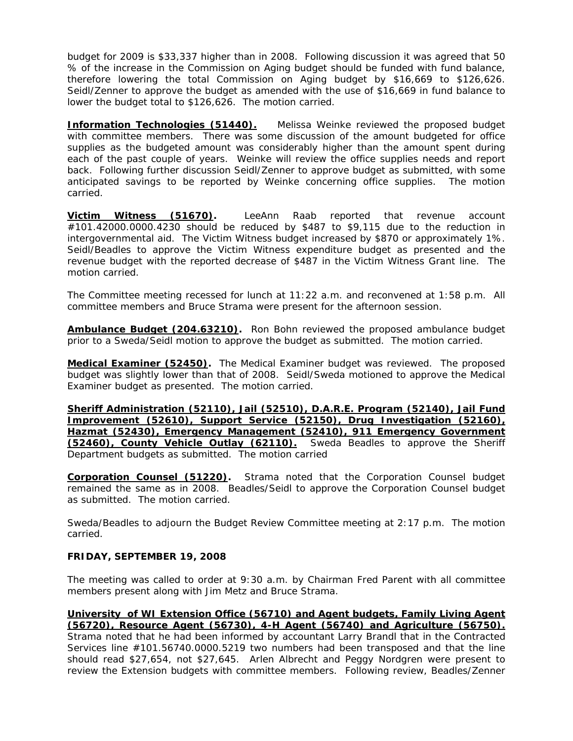budget for 2009 is $33,337 higher than in 2008. Following discussion it was agreed that 50 % of the increase in the Commission on Aging budget should be funded with fund balance, therefore lowering the total Commission on Aging budget by $16,669 to $126,626. Seidl/Zenner to approve the budget as amended with the use of $16,669 in fund balance to lower the budget total to $126,626. The motion carried.

**Information Technologies (51440).** Melissa Weinke reviewed the proposed budget with committee members. There was some discussion of the amount budgeted for office supplies as the budgeted amount was considerably higher than the amount spent during each of the past couple of years. Weinke will review the office supplies needs and report back. Following further discussion Seidl/Zenner to approve budget as submitted, with some anticipated savings to be reported by Weinke concerning office supplies. The motion carried.

**Victim Witness (51670).** LeeAnn Raab reported that revenue account #101.42000.0000.4230 should be reduced by $487 to $9,115 due to the reduction in intergovernmental aid. The Victim Witness budget increased by $870 or approximately 1%. Seidl/Beadles to approve the Victim Witness expenditure budget as presented and the revenue budget with the reported decrease of $487 in the Victim Witness Grant line. The motion carried.

The Committee meeting recessed for lunch at 11:22 a.m. and reconvened at 1:58 p.m. All committee members and Bruce Strama were present for the afternoon session.

**Ambulance Budget (204.63210).** Ron Bohn reviewed the proposed ambulance budget prior to a Sweda/Seidl motion to approve the budget as submitted. The motion carried.

**Medical Examiner (52450).** The Medical Examiner budget was reviewed. The proposed budget was slightly lower than that of 2008. Seidl/Sweda motioned to approve the Medical Examiner budget as presented. The motion carried.

**Sheriff Administration (52110), Jail (52510), D.A.R.E. Program (52140), Jail Fund Improvement (52610), Support Service (52150), Drug Investigation (52160), Hazmat (52430), Emergency Management (52410), 911 Emergency Government (52460), County Vehicle Outlay (62110).** Sweda Beadles to approve the Sheriff Department budgets as submitted. The motion carried

**Corporation Counsel (51220).** Strama noted that the Corporation Counsel budget remained the same as in 2008. Beadles/Seidl to approve the Corporation Counsel budget as submitted. The motion carried.

Sweda/Beadles to adjourn the Budget Review Committee meeting at 2:17 p.m. The motion carried.

**FRIDAY, SEPTEMBER 19, 2008**

The meeting was called to order at 9:30 a.m. by Chairman Fred Parent with all committee members present along with Jim Metz and Bruce Strama.

**University of WI Extension Office (56710) and Agent budgets, Family Living Agent (56720), Resource Agent (56730), 4-H Agent (56740) and Agriculture (56750).** Strama noted that he had been informed by accountant Larry Brandl that in the Contracted Services line #101.56740.0000.5219 two numbers had been transposed and that the line should read $27,654, not $27,645. Arlen Albrecht and Peggy Nordgren were present to review the Extension budgets with committee members. Following review, Beadles/Zenner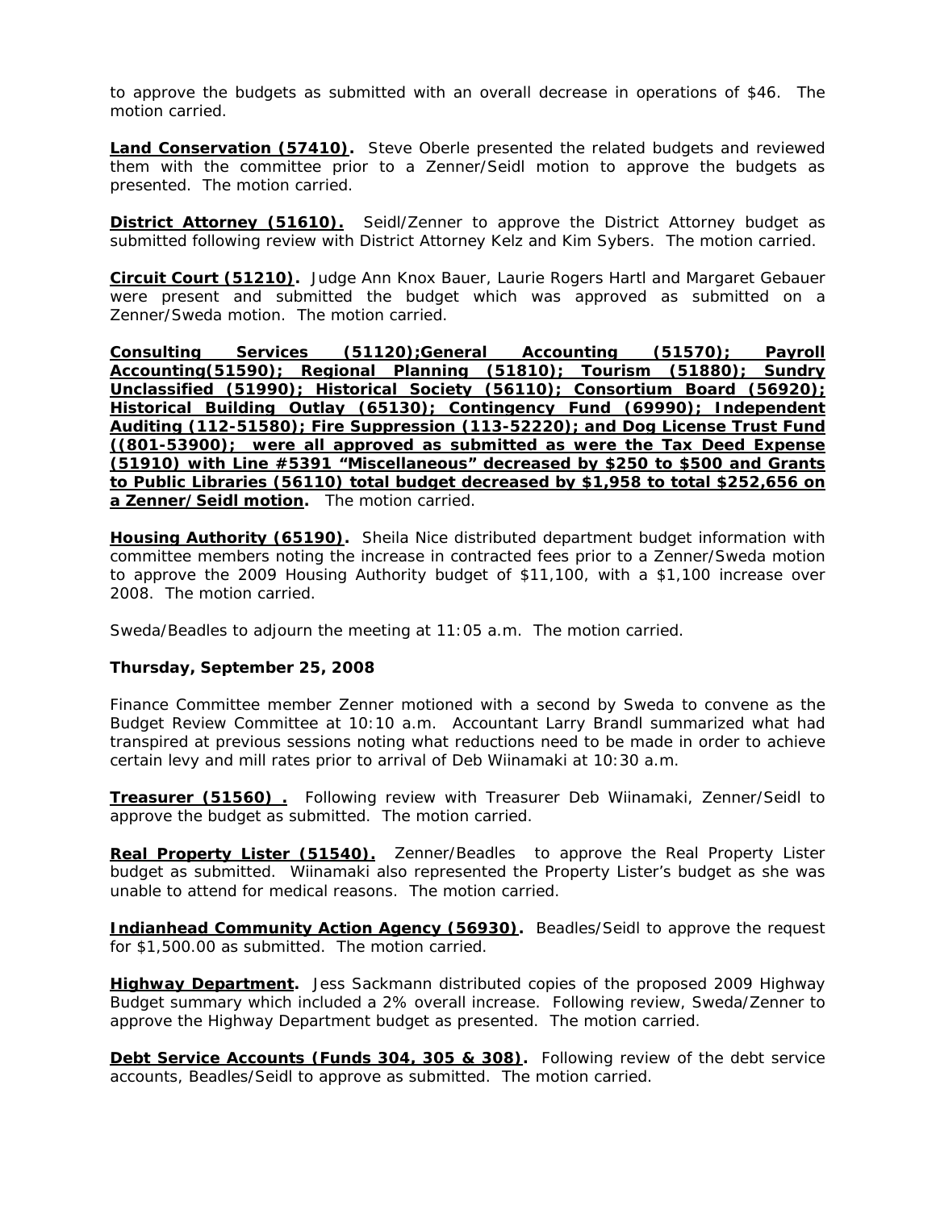to approve the budgets as submitted with an overall decrease in operations of $46. The motion carried.

**Land Conservation (57410).** Steve Oberle presented the related budgets and reviewed them with the committee prior to a Zenner/Seidl motion to approve the budgets as presented. The motion carried.

**District Attorney (51610).** Seidl/Zenner to approve the District Attorney budget as submitted following review with District Attorney Kelz and Kim Sybers. The motion carried.

**Circuit Court (51210).** Judge Ann Knox Bauer, Laurie Rogers Hartl and Margaret Gebauer were present and submitted the budget which was approved as submitted on a Zenner/Sweda motion. The motion carried.

**Consulting Services (51120);General Accounting (51570); Payroll Accounting(51590); Regional Planning (51810); Tourism (51880); Sundry Unclassified (51990); Historical Society (56110); Consortium Board (56920); Historical Building Outlay (65130); Contingency Fund (69990); Independent Auditing (112-51580); Fire Suppression (113-52220); and Dog License Trust Fund ((801-53900); were all approved as submitted as were the Tax Deed Expense (51910) with Line #5391 "Miscellaneous" decreased by $250 to $500 and Grants to Public Libraries (56110) total budget decreased by $1,958 to total $252,656 on a Zenner/Seidl motion.** The motion carried.

**Housing Authority (65190).** Sheila Nice distributed department budget information with committee members noting the increase in contracted fees prior to a Zenner/Sweda motion to approve the 2009 Housing Authority budget of $11,100, with a $1,100 increase over 2008. The motion carried.

Sweda/Beadles to adjourn the meeting at 11:05 a.m. The motion carried.

**Thursday, September 25, 2008**

Finance Committee member Zenner motioned with a second by Sweda to convene as the Budget Review Committee at 10:10 a.m. Accountant Larry Brandl summarized what had transpired at previous sessions noting what reductions need to be made in order to achieve certain levy and mill rates prior to arrival of Deb Wiinamaki at 10:30 a.m.

**Treasurer (51560) .** Following review with Treasurer Deb Wiinamaki, Zenner/Seidl to approve the budget as submitted. The motion carried.

**Real Property Lister (51540).** Zenner/Beadles to approve the Real Property Lister budget as submitted. Wiinamaki also represented the Property Lister's budget as she was unable to attend for medical reasons. The motion carried.

**Indianhead Community Action Agency (56930).** Beadles/Seidl to approve the request for $1,500.00 as submitted. The motion carried.

**Highway Department.** Jess Sackmann distributed copies of the proposed 2009 Highway Budget summary which included a 2% overall increase. Following review, Sweda/Zenner to approve the Highway Department budget as presented. The motion carried.

**Debt Service Accounts (Funds 304, 305 & 308).** Following review of the debt service accounts, Beadles/Seidl to approve as submitted. The motion carried.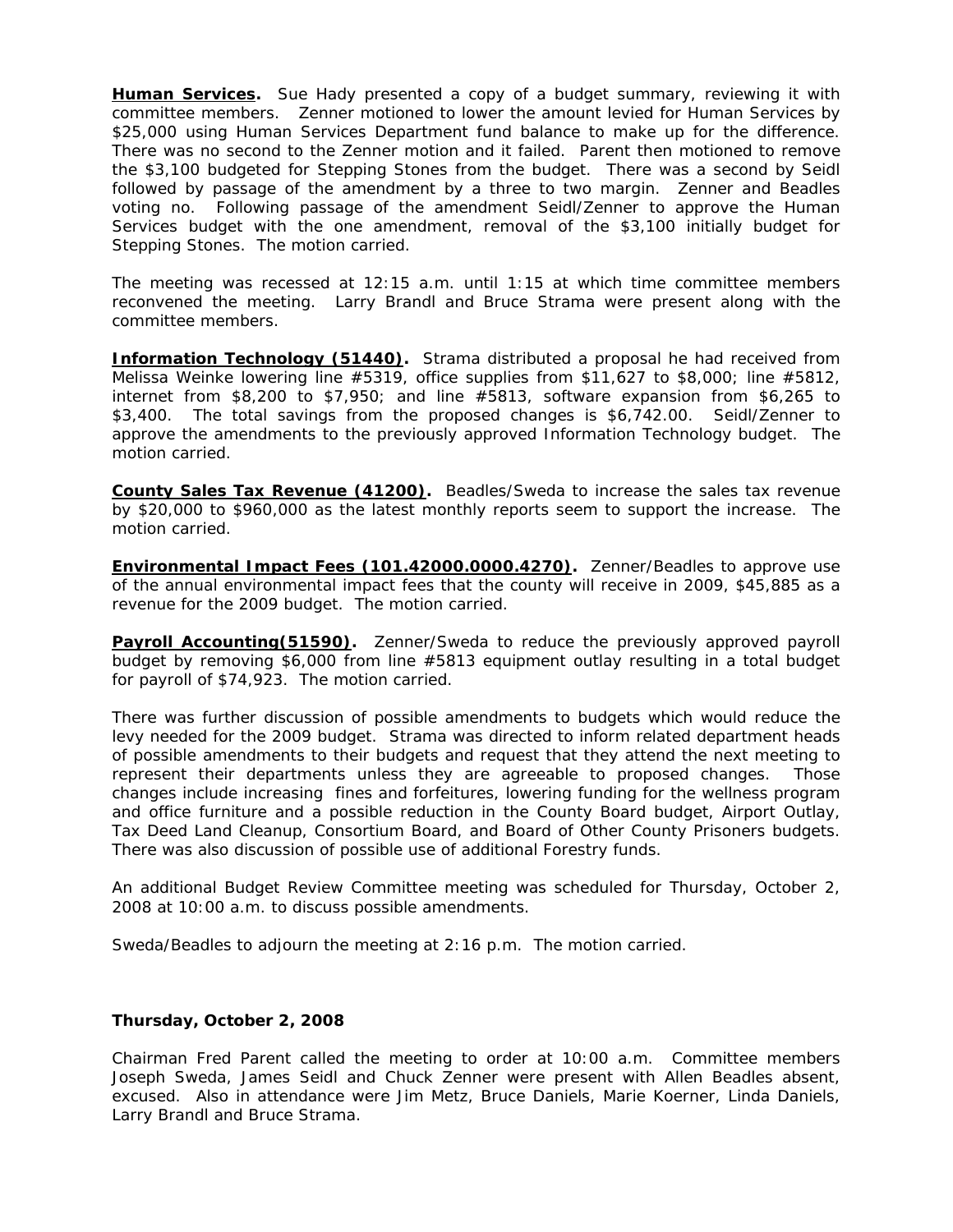**Human Services.** Sue Hady presented a copy of a budget summary, reviewing it with committee members. Zenner motioned to lower the amount levied for Human Services by $25,000 using Human Services Department fund balance to make up for the difference. There was no second to the Zenner motion and it failed. Parent then motioned to remove the $3,100 budgeted for Stepping Stones from the budget. There was a second by Seidl followed by passage of the amendment by a three to two margin. Zenner and Beadles voting no. Following passage of the amendment Seidl/Zenner to approve the Human Services budget with the one amendment, removal of the $3,100 initially budget for Stepping Stones. The motion carried.

The meeting was recessed at 12:15 a.m. until 1:15 at which time committee members reconvened the meeting. Larry Brandl and Bruce Strama were present along with the committee members.

**Information Technology (51440).** Strama distributed a proposal he had received from Melissa Weinke lowering line #5319, office supplies from $11,627 to $8,000; line #5812, internet from $8,200 to $7,950; and line #5813, software expansion from $6,265 to $3,400. The total savings from the proposed changes is $6,742.00. Seidl/Zenner to approve the amendments to the previously approved Information Technology budget. The motion carried.

**County Sales Tax Revenue (41200).** Beadles/Sweda to increase the sales tax revenue by $20,000 to $960,000 as the latest monthly reports seem to support the increase. The motion carried.

**Environmental Impact Fees (101.42000.0000.4270).** Zenner/Beadles to approve use of the annual environmental impact fees that the county will receive in 2009, $45,885 as a revenue for the 2009 budget. The motion carried.

**Payroll Accounting(51590).** Zenner/Sweda to reduce the previously approved payroll budget by removing $6,000 from line #5813 equipment outlay resulting in a total budget for payroll of $74,923. The motion carried.

There was further discussion of possible amendments to budgets which would reduce the levy needed for the 2009 budget. Strama was directed to inform related department heads of possible amendments to their budgets and request that they attend the next meeting to represent their departments unless they are agreeable to proposed changes. Those changes include increasing fines and forfeitures, lowering funding for the wellness program and office furniture and a possible reduction in the County Board budget, Airport Outlay, Tax Deed Land Cleanup, Consortium Board, and Board of Other County Prisoners budgets. There was also discussion of possible use of additional Forestry funds.

An additional Budget Review Committee meeting was scheduled for Thursday, October 2, 2008 at 10:00 a.m. to discuss possible amendments.

Sweda/Beadles to adjourn the meeting at 2:16 p.m. The motion carried.

**Thursday, October 2, 2008**

Chairman Fred Parent called the meeting to order at 10:00 a.m. Committee members Joseph Sweda, James Seidl and Chuck Zenner were present with Allen Beadles absent, excused. Also in attendance were Jim Metz, Bruce Daniels, Marie Koerner, Linda Daniels, Larry Brandl and Bruce Strama.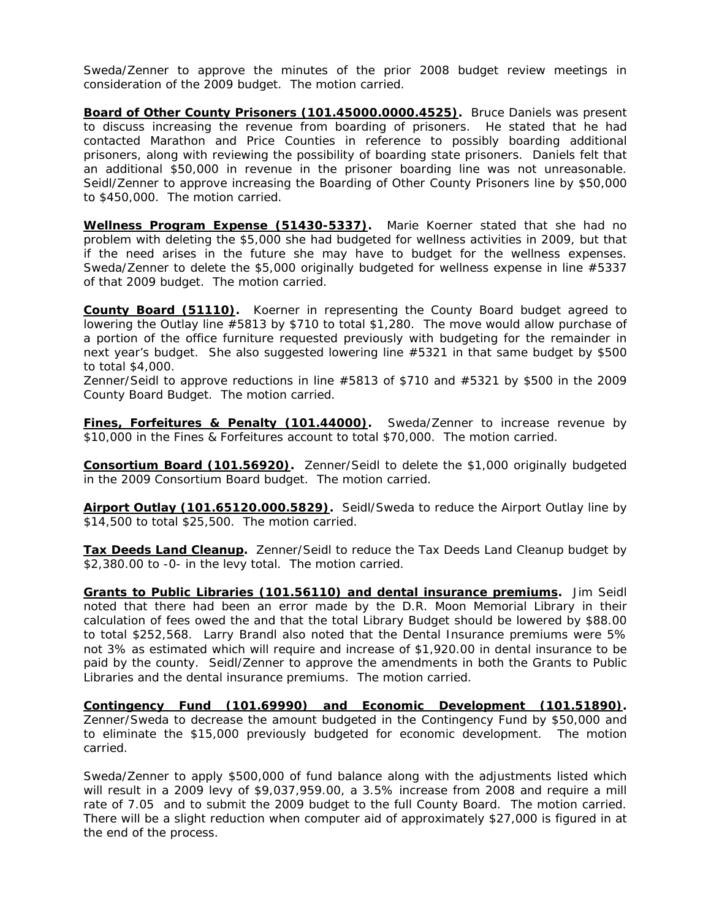Sweda/Zenner to approve the minutes of the prior 2008 budget review meetings in consideration of the 2009 budget. The motion carried.

**Board of Other County Prisoners (101.45000.0000.4525).** Bruce Daniels was present to discuss increasing the revenue from boarding of prisoners. He stated that he had contacted Marathon and Price Counties in reference to possibly boarding additional prisoners, along with reviewing the possibility of boarding state prisoners. Daniels felt that an additional $50,000 in revenue in the prisoner boarding line was not unreasonable. Seidl/Zenner to approve increasing the Boarding of Other County Prisoners line by $50,000 to $450,000. The motion carried.

**Wellness Program Expense (51430-5337).** Marie Koerner stated that she had no problem with deleting the $5,000 she had budgeted for wellness activities in 2009, but that if the need arises in the future she may have to budget for the wellness expenses. Sweda/Zenner to delete the $5,000 originally budgeted for wellness expense in line #5337 of that 2009 budget. The motion carried.

**County Board (51110).** Koerner in representing the County Board budget agreed to lowering the Outlay line #5813 by $710 to total $1,280. The move would allow purchase of a portion of the office furniture requested previously with budgeting for the remainder in next year's budget. She also suggested lowering line #5321 in that same budget by $500 to total $4,000.

Zenner/Seidl to approve reductions in line #5813 of $710 and #5321 by $500 in the 2009 County Board Budget. The motion carried.

**Fines, Forfeitures & Penalty (101.44000).** Sweda/Zenner to increase revenue by $10,000 in the Fines & Forfeitures account to total $70,000. The motion carried.

**Consortium Board (101.56920).** Zenner/Seidl to delete the $1,000 originally budgeted in the 2009 Consortium Board budget. The motion carried.

**Airport Outlay (101.65120.000.5829).** Seidl/Sweda to reduce the Airport Outlay line by $14,500 to total $25,500. The motion carried.

**Tax Deeds Land Cleanup.** Zenner/Seidl to reduce the Tax Deeds Land Cleanup budget by $2,380.00 to -0- in the levy total. The motion carried.

**Grants to Public Libraries (101.56110) and dental insurance premiums.** Jim Seidl noted that there had been an error made by the D.R. Moon Memorial Library in their calculation of fees owed the and that the total Library Budget should be lowered by $88.00 to total $252,568. Larry Brandl also noted that the Dental Insurance premiums were 5% not 3% as estimated which will require and increase of $1,920.00 in dental insurance to be paid by the county. Seidl/Zenner to approve the amendments in both the Grants to Public Libraries and the dental insurance premiums. The motion carried.

**Contingency Fund (101.69990) and Economic Development (101.51890).** Zenner/Sweda to decrease the amount budgeted in the Contingency Fund by $50,000 and to eliminate the $15,000 previously budgeted for economic development. The motion carried.

Sweda/Zenner to apply $500,000 of fund balance along with the adjustments listed which will result in a 2009 levy of $9,037,959.00, a 3.5% increase from 2008 and require a mill rate of 7.05 and to submit the 2009 budget to the full County Board. The motion carried. There will be a slight reduction when computer aid of approximately $27,000 is figured in at the end of the process.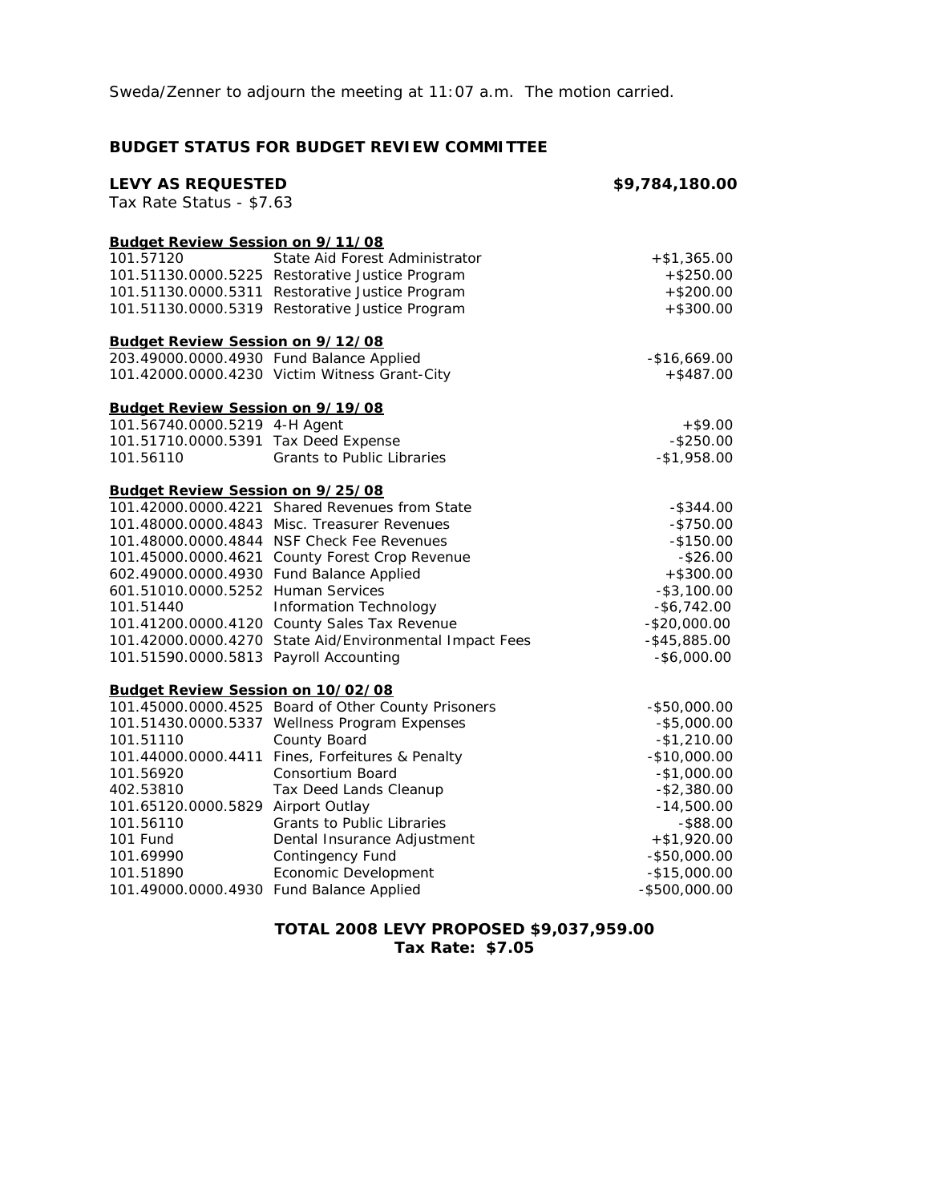Sweda/Zenner to adjourn the meeting at 11:07 a.m. The motion carried.

**BUDGET STATUS FOR BUDGET REVIEW COMMITTEE**

**LEVY AS REQUESTED** **$9,784,180.00**

Tax Rate Status - $7.63

| | | |
|---|---|---|
| **Budget Review Session on 9/11/08** | | |
| 101.57120 | State Aid Forest Administrator | +$1,365.00 |
| 101.51130.0000.5225 | Restorative Justice Program | +$250.00 |
| 101.51130.0000.5311 | Restorative Justice Program | +$200.00 |
| 101.51130.0000.5319 | Restorative Justice Program | +$300.00 |
| **Budget Review Session on 9/12/08** | | |
| 203.49000.0000.4930 | Fund Balance Applied | -$16,669.00 |
| 101.42000.0000.4230 | Victim Witness Grant-City | +$487.00 |
| **Budget Review Session on 9/19/08** | | |
| 101.56740.0000.5219 | 4-H Agent | +$9.00 |
| 101.51710.0000.5391 | Tax Deed Expense | -$250.00 |
| 101.56110 | Grants to Public Libraries | -$1,958.00 |
| **Budget Review Session on 9/25/08** | | |
| 101.42000.0000.4221 | Shared Revenues from State | -$344.00 |
| 101.48000.0000.4843 | Misc. Treasurer Revenues | -$750.00 |
| 101.48000.0000.4844 | NSF Check Fee Revenues | -$150.00 |
| 101.45000.0000.4621 | County Forest Crop Revenue | -$26.00 |
| 602.49000.0000.4930 | Fund Balance Applied | +$300.00 |
| 601.51010.0000.5252 | Human Services | -$3,100.00 |
| 101.51440 | Information Technology | -$6,742.00 |
| 101.41200.0000.4120 | County Sales Tax Revenue | -$20,000.00 |
| 101.42000.0000.4270 | State Aid/Environmental Impact Fees | -$45,885.00 |
| 101.51590.0000.5813 | Payroll Accounting | -$6,000.00 |
| **Budget Review Session on 10/02/08** | | |
| 101.45000.0000.4525 | Board of Other County Prisoners | -$50,000.00 |
| 101.51430.0000.5337 | Wellness Program Expenses | -$5,000.00 |
| 101.51110 | County Board | -$1,210.00 |
| 101.44000.0000.4411 | Fines, Forfeitures & Penalty | -$10,000.00 |
| 101.56920 | Consortium Board | -$1,000.00 |
| 402.53810 | Tax Deed Lands Cleanup | -$2,380.00 |
| 101.65120.0000.5829 | Airport Outlay | -14,500.00 |
| 101.56110 | Grants to Public Libraries | -$88.00 |
| 101 Fund | Dental Insurance Adjustment | +$1,920.00 |
| 101.69990 | Contingency Fund | -$50,000.00 |
| 101.51890 | Economic Development | -$15,000.00 |
| 101.49000.0000.4930 | Fund Balance Applied | -$500,000.00 |

**TOTAL 2008 LEVY PROPOSED $9,037,959.00**

**Tax Rate: $7.05**